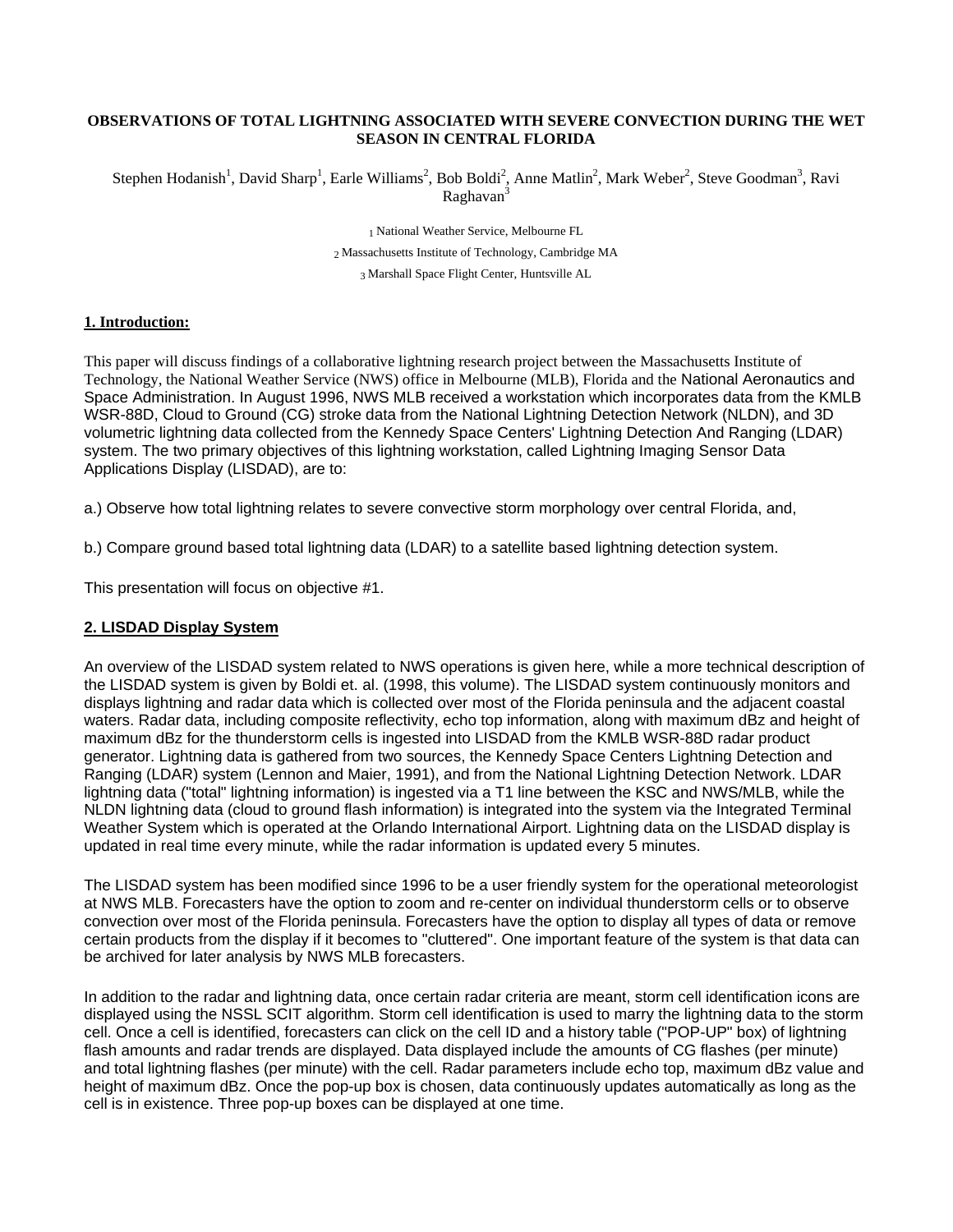# OBSERVATIONS OF TOTAL LIGHTNING ASSOCIATED WITH SEVERE CONVECTION DURING THE WET SEASON IN CENTRAL FLORIDA

Stephen Hodanish[1], David Sharp[1], Earle Williams[2], Bob Boldi[2], Anne Matlin[2], Mark Weber[2], Steve Goodman[3], Ravi Raghavan[3]

[1] National Weather Service, Melbourne FL

[2] Massachusetts Institute of Technology, Cambridge MA

[3] Marshall Space Flight Center, Huntsville AL

## 1. Introduction:

This paper will discuss findings of a collaborative lightning research project between the Massachusetts Institute of Technology, the National Weather Service (NWS) office in Melbourne (MLB), Florida and the National Aeronautics and Space Administration. In August 1996, NWS MLB received a workstation which incorporates data from the KMLB WSR-88D, Cloud to Ground (CG) stroke data from the National Lightning Detection Network (NLDN), and 3D volumetric lightning data collected from the Kennedy Space Centers' Lightning Detection And Ranging (LDAR) system. The two primary objectives of this lightning workstation, called Lightning Imaging Sensor Data Applications Display (LISDAD), are to:

a.) Observe how total lightning relates to severe convective storm morphology over central Florida, and,

b.) Compare ground based total lightning data (LDAR) to a satellite based lightning detection system.

This presentation will focus on objective #1.

## 2. LISDAD Display System

An overview of the LISDAD system related to NWS operations is given here, while a more technical description of the LISDAD system is given by Boldi et. al. (1998, this volume). The LISDAD system continuously monitors and displays lightning and radar data which is collected over most of the Florida peninsula and the adjacent coastal waters. Radar data, including composite reflectivity, echo top information, along with maximum dBz and height of maximum dBz for the thunderstorm cells is ingested into LISDAD from the KMLB WSR-88D radar product generator. Lightning data is gathered from two sources, the Kennedy Space Centers Lightning Detection and Ranging (LDAR) system (Lennon and Maier, 1991), and from the National Lightning Detection Network. LDAR lightning data ("total" lightning information) is ingested via a T1 line between the KSC and NWS/MLB, while the NLDN lightning data (cloud to ground flash information) is integrated into the system via the Integrated Terminal Weather System which is operated at the Orlando International Airport. Lightning data on the LISDAD display is updated in real time every minute, while the radar information is updated every 5 minutes.

The LISDAD system has been modified since 1996 to be a user friendly system for the operational meteorologist at NWS MLB. Forecasters have the option to zoom and re-center on individual thunderstorm cells or to observe convection over most of the Florida peninsula. Forecasters have the option to display all types of data or remove certain products from the display if it becomes to "cluttered". One important feature of the system is that data can be archived for later analysis by NWS MLB forecasters.

In addition to the radar and lightning data, once certain radar criteria are meant, storm cell identification icons are displayed using the NSSL SCIT algorithm. Storm cell identification is used to marry the lightning data to the storm cell. Once a cell is identified, forecasters can click on the cell ID and a history table ("POP-UP" box) of lightning flash amounts and radar trends are displayed. Data displayed include the amounts of CG flashes (per minute) and total lightning flashes (per minute) with the cell. Radar parameters include echo top, maximum dBz value and height of maximum dBz. Once the pop-up box is chosen, data continuously updates automatically as long as the cell is in existence. Three pop-up boxes can be displayed at one time.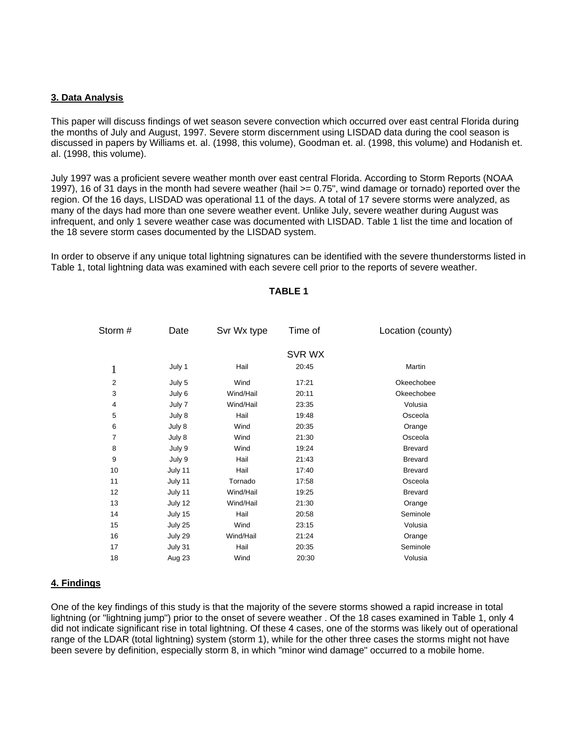**3. Data Analysis**

This paper will discuss findings of wet season severe convection which occurred over east central Florida during the months of July and August, 1997. Severe storm discernment using LISDAD data during the cool season is discussed in papers by Williams et. al. (1998, this volume), Goodman et. al. (1998, this volume) and Hodanish et. al. (1998, this volume).

July 1997 was a proficient severe weather month over east central Florida. According to Storm Reports (NOAA 1997), 16 of 31 days in the month had severe weather (hail >= 0.75", wind damage or tornado) reported over the region. Of the 16 days, LISDAD was operational 11 of the days. A total of 17 severe storms were analyzed, as many of the days had more than one severe weather event. Unlike July, severe weather during August was infrequent, and only 1 severe weather case was documented with LISDAD. Table 1 list the time and location of the 18 severe storm cases documented by the LISDAD system.

In order to observe if any unique total lightning signatures can be identified with the severe thunderstorms listed in Table 1, total lightning data was examined with each severe cell prior to the reports of severe weather.

**TABLE 1**

| Storm # | Date | Svr Wx type | Time of SVR WX | Location (county) |
|---|---|---|---|---|
| 1 | July 1 | Hail | 20:45 | Martin |
| 2 | July 5 | Wind | 17:21 | Okeechobee |
| 3 | July 6 | Wind/Hail | 20:11 | Okeechobee |
| 4 | July 7 | Wind/Hail | 23:35 | Volusia |
| 5 | July 8 | Hail | 19:48 | Osceola |
| 6 | July 8 | Wind | 20:35 | Orange |
| 7 | July 8 | Wind | 21:30 | Osceola |
| 8 | July 9 | Wind | 19:24 | Brevard |
| 9 | July 9 | Hail | 21:43 | Brevard |
| 10 | July 11 | Hail | 17:40 | Brevard |
| 11 | July 11 | Tornado | 17:58 | Osceola |
| 12 | July 11 | Wind/Hail | 19:25 | Brevard |
| 13 | July 12 | Wind/Hail | 21:30 | Orange |
| 14 | July 15 | Hail | 20:58 | Seminole |
| 15 | July 25 | Wind | 23:15 | Volusia |
| 16 | July 29 | Wind/Hail | 21:24 | Orange |
| 17 | July 31 | Hail | 20:35 | Seminole |
| 18 | Aug 23 | Wind | 20:30 | Volusia |

**4. Findings**

One of the key findings of this study is that the majority of the severe storms showed a rapid increase in total lightning (or "lightning jump") prior to the onset of severe weather . Of the 18 cases examined in Table 1, only 4 did not indicate significant rise in total lightning. Of these 4 cases, one of the storms was likely out of operational range of the LDAR (total lightning) system (storm 1), while for the other three cases the storms might not have been severe by definition, especially storm 8, in which "minor wind damage" occurred to a mobile home.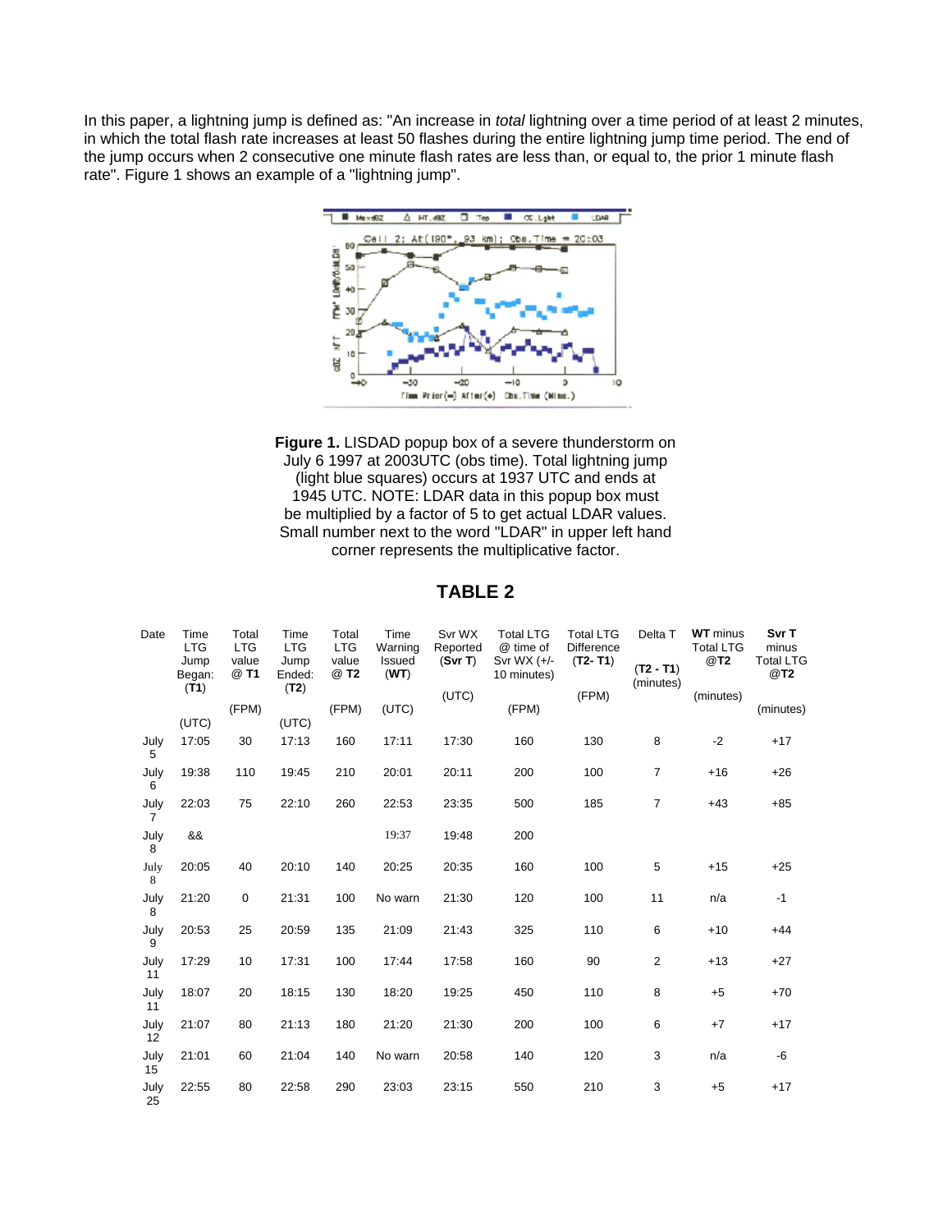In this paper, a lightning jump is defined as: "An increase in *total* lightning over a time period of at least 2 minutes, in which the total flash rate increases at least 50 flashes during the entire lightning jump time period. The end of the jump occurs when 2 consecutive one minute flash rates are less than, or equal to, the prior 1 minute flash rate". Figure 1 shows an example of a "lightning jump".

**Figure 1.** LISDAD popup box of a severe thunderstorm on July 6 1997 at 2003UTC (obs time). Total lightning jump (light blue squares) occurs at 1937 UTC and ends at 1945 UTC. NOTE: LDAR data in this popup box must be multiplied by a factor of 5 to get actual LDAR values. Small number next to the word "LDAR" in upper left hand corner represents the multiplicative factor.

## TABLE 2

| Date | Time LTG Jump Began: (**T1**) (UTC) | Total LTG value @ **T1** (FPM) | Time LTG Jump Ended: (**T2**) (UTC) | Total LTG value @ **T2** (FPM) | Time Warning Issued (**WT**) (UTC) | Svr WX Reported (**Svr T**) (UTC) | Total LTG @ time of Svr WX (+/- 10 minutes) (FPM) | Total LTG Difference (**T2- T1**) (FPM) | Delta T (**T2 - T1**) (minutes) | **WT** minus Total LTG @**T2** (minutes) | **Svr T** minus Total LTG @**T2** (minutes) |
|---|---|---|---|---|---|---|---|---|---|---|---|
| July 5 | 17:05 | 30 | 17:13 | 160 | 17:11 | 17:30 | 160 | 130 | 8 | -2 | +17 |
| July 6 | 19:38 | 110 | 19:45 | 210 | 20:01 | 20:11 | 200 | 100 | 7 | +16 | +26 |
| July 7 | 22:03 | 75 | 22:10 | 260 | 22:53 | 23:35 | 500 | 185 | 7 | +43 | +85 |
| July 8 | && | | | | 19:37 | 19:48 | 200 | | | | |
| July 8 | 20:05 | 40 | 20:10 | 140 | 20:25 | 20:35 | 160 | 100 | 5 | +15 | +25 |
| July 8 | 21:20 | 0 | 21:31 | 100 | No warn | 21:30 | 120 | 100 | 11 | n/a | -1 |
| July 9 | 20:53 | 25 | 20:59 | 135 | 21:09 | 21:43 | 325 | 110 | 6 | +10 | +44 |
| July 11 | 17:29 | 10 | 17:31 | 100 | 17:44 | 17:58 | 160 | 90 | 2 | +13 | +27 |
| July 11 | 18:07 | 20 | 18:15 | 130 | 18:20 | 19:25 | 450 | 110 | 8 | +5 | +70 |
| July 12 | 21:07 | 80 | 21:13 | 180 | 21:20 | 21:30 | 200 | 100 | 6 | +7 | +17 |
| July 15 | 21:01 | 60 | 21:04 | 140 | No warn | 20:58 | 140 | 120 | 3 | n/a | -6 |
| July 25 | 22:55 | 80 | 22:58 | 290 | 23:03 | 23:15 | 550 | 210 | 3 | +5 | +17 |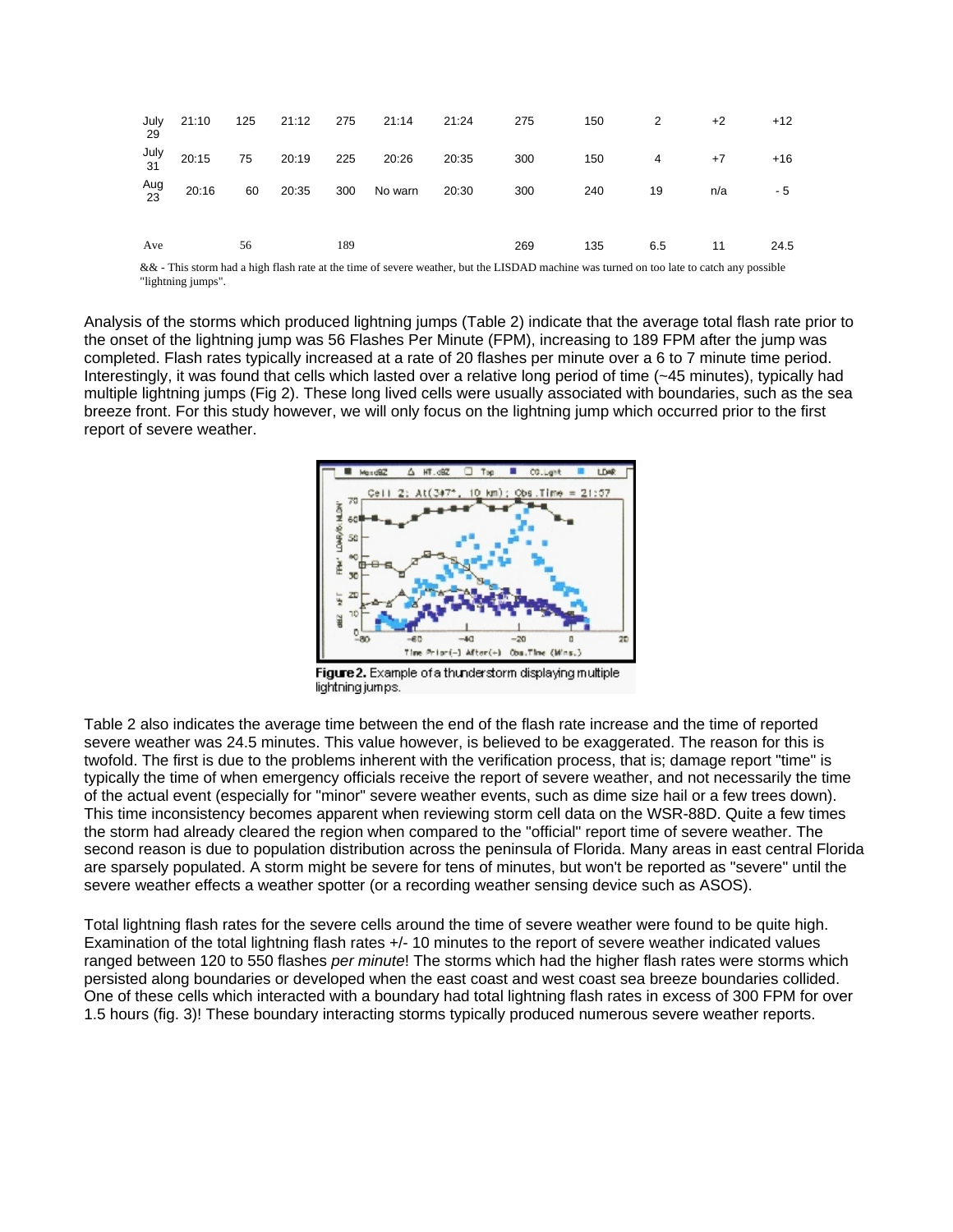| | | | | | | | | | | | |
|---|---|---|---|---|---|---|---|---|---|---|---|
| July 29 | 21:10 | 125 | 21:12 | 275 | 21:14 | 21:24 | 275 | 150 | 2 | +2 | +12 |
| July 31 | 20:15 | 75 | 20:19 | 225 | 20:26 | 20:35 | 300 | 150 | 4 | +7 | +16 |
| Aug 23 | 20:16 | 60 | 20:35 | 300 | No warn | 20:30 | 300 | 240 | 19 | n/a | - 5 |
| | | | | | | | | | | | |
| Ave | | 56 | | 189 | | | 269 | 135 | 6.5 | 11 | 24.5 |

&& - This storm had a high flash rate at the time of severe weather, but the LISDAD machine was turned on too late to catch any possible "lightning jumps".

Analysis of the storms which produced lightning jumps (Table 2) indicate that the average total flash rate prior to the onset of the lightning jump was 56 Flashes Per Minute (FPM), increasing to 189 FPM after the jump was completed. Flash rates typically increased at a rate of 20 flashes per minute over a 6 to 7 minute time period. Interestingly, it was found that cells which lasted over a relative long period of time (~45 minutes), typically had multiple lightning jumps (Fig 2). These long lived cells were usually associated with boundaries, such as the sea breeze front. For this study however, we will only focus on the lightning jump which occurred prior to the first report of severe weather.

**Figure 2.** Example of a thunderstorm displaying multiple lightning jumps.

Table 2 also indicates the average time between the end of the flash rate increase and the time of reported severe weather was 24.5 minutes. This value however, is believed to be exaggerated. The reason for this is twofold. The first is due to the problems inherent with the verification process, that is; damage report "time" is typically the time of when emergency officials receive the report of severe weather, and not necessarily the time of the actual event (especially for "minor" severe weather events, such as dime size hail or a few trees down). This time inconsistency becomes apparent when reviewing storm cell data on the WSR-88D. Quite a few times the storm had already cleared the region when compared to the "official" report time of severe weather. The second reason is due to population distribution across the peninsula of Florida. Many areas in east central Florida are sparsely populated. A storm might be severe for tens of minutes, but won't be reported as "severe" until the severe weather effects a weather spotter (or a recording weather sensing device such as ASOS).

Total lightning flash rates for the severe cells around the time of severe weather were found to be quite high. Examination of the total lightning flash rates +/- 10 minutes to the report of severe weather indicated values ranged between 120 to 550 flashes *per minute*! The storms which had the higher flash rates were storms which persisted along boundaries or developed when the east coast and west coast sea breeze boundaries collided. One of these cells which interacted with a boundary had total lightning flash rates in excess of 300 FPM for over 1.5 hours (fig. 3)! These boundary interacting storms typically produced numerous severe weather reports.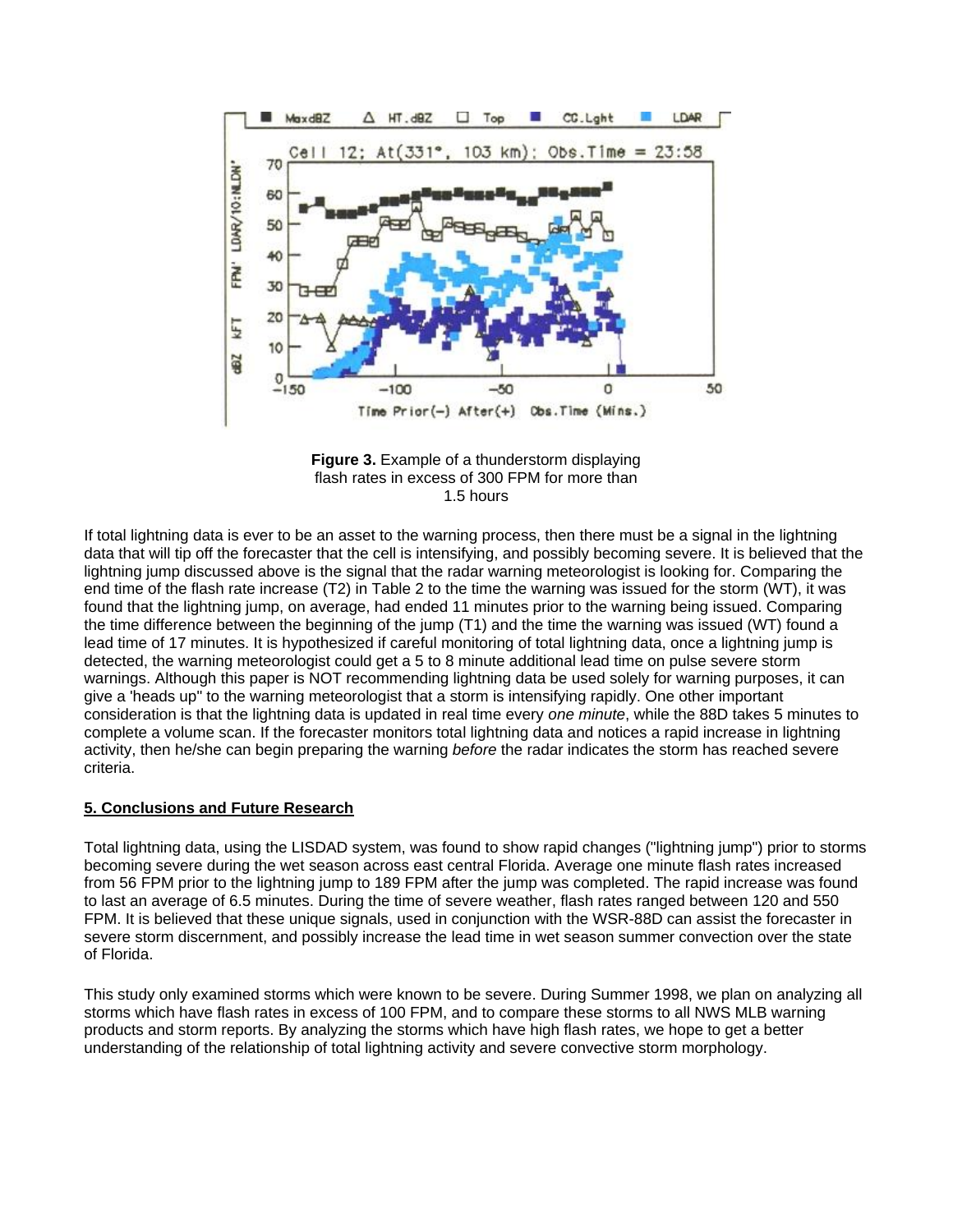**Figure 3.** Example of a thunderstorm displaying flash rates in excess of 300 FPM for more than 1.5 hours

If total lightning data is ever to be an asset to the warning process, then there must be a signal in the lightning data that will tip off the forecaster that the cell is intensifying, and possibly becoming severe. It is believed that the lightning jump discussed above is the signal that the radar warning meteorologist is looking for. Comparing the end time of the flash rate increase (T2) in Table 2 to the time the warning was issued for the storm (WT), it was found that the lightning jump, on average, had ended 11 minutes prior to the warning being issued. Comparing the time difference between the beginning of the jump (T1) and the time the warning was issued (WT) found a lead time of 17 minutes. It is hypothesized if careful monitoring of total lightning data, once a lightning jump is detected, the warning meteorologist could get a 5 to 8 minute additional lead time on pulse severe storm warnings. Although this paper is NOT recommending lightning data be used solely for warning purposes, it can give a 'heads up" to the warning meteorologist that a storm is intensifying rapidly. One other important consideration is that the lightning data is updated in real time every *one minute*, while the 88D takes 5 minutes to complete a volume scan. If the forecaster monitors total lightning data and notices a rapid increase in lightning activity, then he/she can begin preparing the warning *before* the radar indicates the storm has reached severe criteria.

## 5. Conclusions and Future Research

Total lightning data, using the LISDAD system, was found to show rapid changes ("lightning jump") prior to storms becoming severe during the wet season across east central Florida. Average one minute flash rates increased from 56 FPM prior to the lightning jump to 189 FPM after the jump was completed. The rapid increase was found to last an average of 6.5 minutes. During the time of severe weather, flash rates ranged between 120 and 550 FPM. It is believed that these unique signals, used in conjunction with the WSR-88D can assist the forecaster in severe storm discernment, and possibly increase the lead time in wet season summer convection over the state of Florida.

This study only examined storms which were known to be severe. During Summer 1998, we plan on analyzing all storms which have flash rates in excess of 100 FPM, and to compare these storms to all NWS MLB warning products and storm reports. By analyzing the storms which have high flash rates, we hope to get a better understanding of the relationship of total lightning activity and severe convective storm morphology.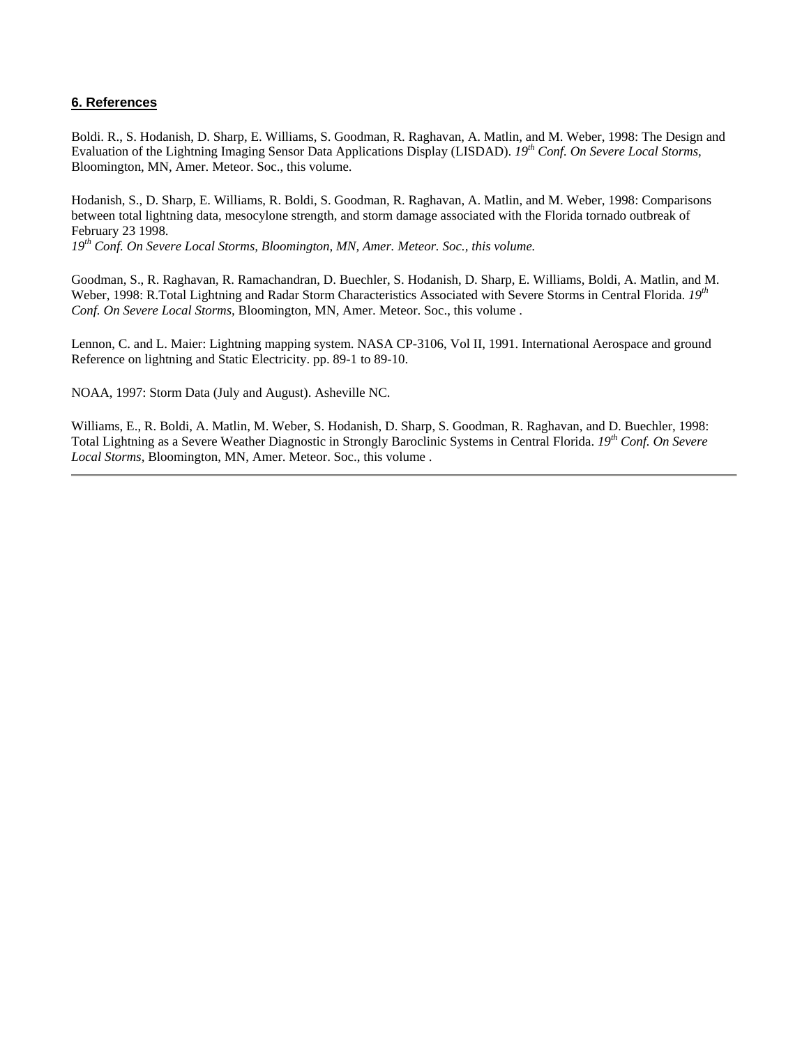## 6. References

Boldi. R., S. Hodanish, D. Sharp, E. Williams, S. Goodman, R. Raghavan, A. Matlin, and M. Weber, 1998: The Design and Evaluation of the Lightning Imaging Sensor Data Applications Display (LISDAD). *19th Conf. On Severe Local Storms,* Bloomington, MN, Amer. Meteor. Soc., this volume.

Hodanish, S., D. Sharp, E. Williams, R. Boldi, S. Goodman, R. Raghavan, A. Matlin, and M. Weber, 1998: Comparisons between total lightning data, mesocylone strength, and storm damage associated with the Florida tornado outbreak of February 23 1998.
*19th Conf. On Severe Local Storms, Bloomington, MN, Amer. Meteor. Soc., this volume.*

Goodman, S., R. Raghavan, R. Ramachandran, D. Buechler, S. Hodanish, D. Sharp, E. Williams, Boldi, A. Matlin, and M. Weber, 1998: R.Total Lightning and Radar Storm Characteristics Associated with Severe Storms in Central Florida. *19th Conf. On Severe Local Storms,* Bloomington, MN, Amer. Meteor. Soc., this volume .

Lennon, C. and L. Maier: Lightning mapping system. NASA CP-3106, Vol II, 1991. International Aerospace and ground Reference on lightning and Static Electricity. pp. 89-1 to 89-10.

NOAA, 1997: Storm Data (July and August). Asheville NC.

Williams, E., R. Boldi, A. Matlin, M. Weber, S. Hodanish, D. Sharp, S. Goodman, R. Raghavan, and D. Buechler, 1998: Total Lightning as a Severe Weather Diagnostic in Strongly Baroclinic Systems in Central Florida. *19th Conf. On Severe Local Storms,* Bloomington, MN, Amer. Meteor. Soc., this volume .